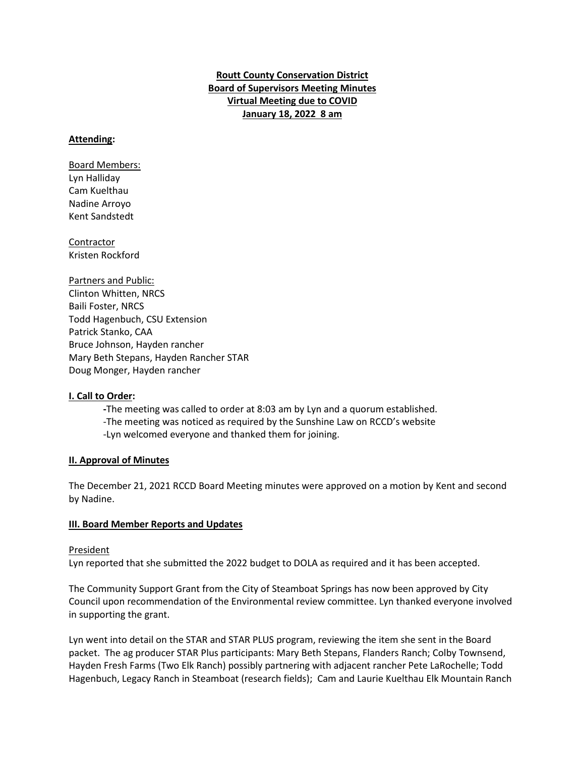**Routt County Conservation District**
**Board of Supervisors Meeting Minutes**
**Virtual Meeting due to COVID**
**January 18, 2022 8 am**

**Attending:**

Board Members:
Lyn Halliday
Cam Kuelthau
Nadine Arroyo
Kent Sandstedt

Contractor
Kristen Rockford

Partners and Public:
Clinton Whitten, NRCS
Baili Foster, NRCS
Todd Hagenbuch, CSU Extension
Patrick Stanko, CAA
Bruce Johnson, Hayden rancher
Mary Beth Stepans, Hayden Rancher STAR
Doug Monger, Hayden rancher

**I. Call to Order:**

- The meeting was called to order at 8:03 am by Lyn and a quorum established.
- The meeting was noticed as required by the Sunshine Law on RCCD's website
- Lyn welcomed everyone and thanked them for joining.

**II. Approval of Minutes**

The December 21, 2021 RCCD Board Meeting minutes were approved on a motion by Kent and second by Nadine.

**III. Board Member Reports and Updates**

President

Lyn reported that she submitted the 2022 budget to DOLA as required and it has been accepted.

The Community Support Grant from the City of Steamboat Springs has now been approved by City Council upon recommendation of the Environmental review committee. Lyn thanked everyone involved in supporting the grant.

Lyn went into detail on the STAR and STAR PLUS program, reviewing the item she sent in the Board packet. The ag producer STAR Plus participants: Mary Beth Stepans, Flanders Ranch; Colby Townsend, Hayden Fresh Farms (Two Elk Ranch) possibly partnering with adjacent rancher Pete LaRochelle; Todd Hagenbuch, Legacy Ranch in Steamboat (research fields); Cam and Laurie Kuelthau Elk Mountain Ranch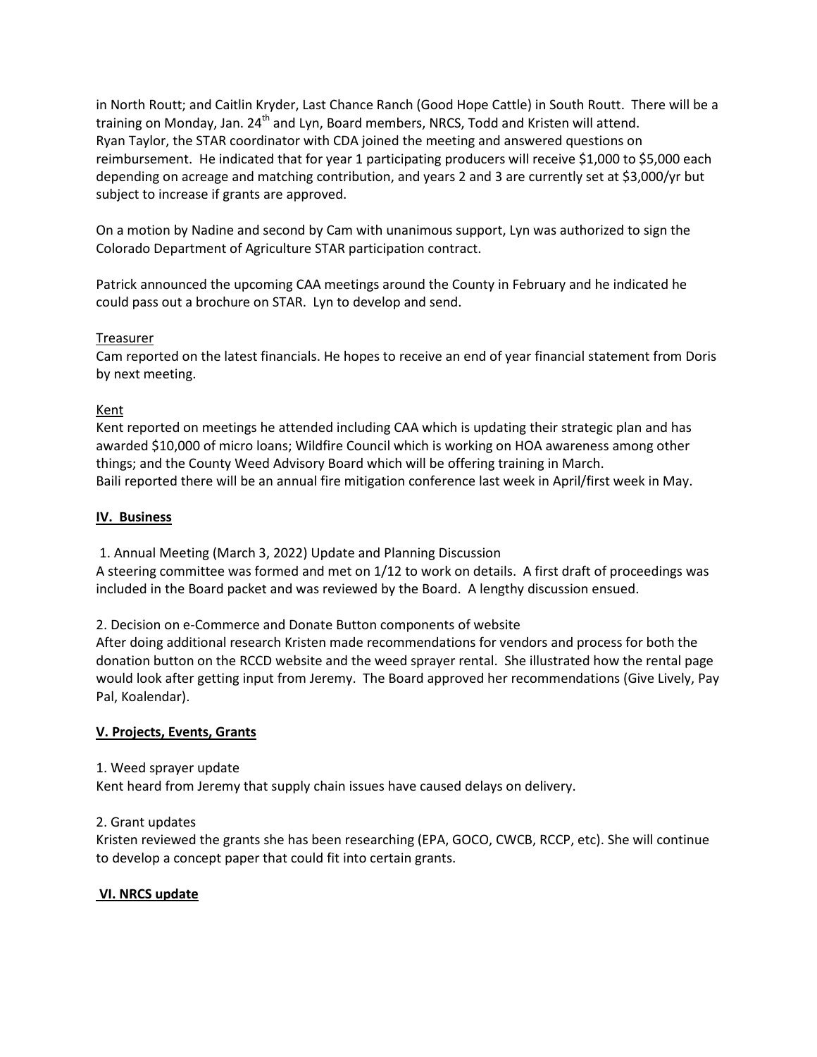in North Routt; and Caitlin Kryder, Last Chance Ranch (Good Hope Cattle) in South Routt. There will be a training on Monday, Jan. 24th and Lyn, Board members, NRCS, Todd and Kristen will attend. Ryan Taylor, the STAR coordinator with CDA joined the meeting and answered questions on reimbursement. He indicated that for year 1 participating producers will receive $1,000 to $5,000 each depending on acreage and matching contribution, and years 2 and 3 are currently set at $3,000/yr but subject to increase if grants are approved.

On a motion by Nadine and second by Cam with unanimous support, Lyn was authorized to sign the Colorado Department of Agriculture STAR participation contract.

Patrick announced the upcoming CAA meetings around the County in February and he indicated he could pass out a brochure on STAR. Lyn to develop and send.

Treasurer

Cam reported on the latest financials. He hopes to receive an end of year financial statement from Doris by next meeting.

Kent

Kent reported on meetings he attended including CAA which is updating their strategic plan and has awarded $10,000 of micro loans; Wildfire Council which is working on HOA awareness among other things; and the County Weed Advisory Board which will be offering training in March.
Baili reported there will be an annual fire mitigation conference last week in April/first week in May.

## IV. Business

1. Annual Meeting (March 3, 2022) Update and Planning Discussion

A steering committee was formed and met on 1/12 to work on details. A first draft of proceedings was included in the Board packet and was reviewed by the Board. A lengthy discussion ensued.

2. Decision on e-Commerce and Donate Button components of website

After doing additional research Kristen made recommendations for vendors and process for both the donation button on the RCCD website and the weed sprayer rental. She illustrated how the rental page would look after getting input from Jeremy. The Board approved her recommendations (Give Lively, Pay Pal, Koalendar).

## V. Projects, Events, Grants

1. Weed sprayer update

Kent heard from Jeremy that supply chain issues have caused delays on delivery.

2. Grant updates

Kristen reviewed the grants she has been researching (EPA, GOCO, CWCB, RCCP, etc). She will continue to develop a concept paper that could fit into certain grants.

## VI. NRCS update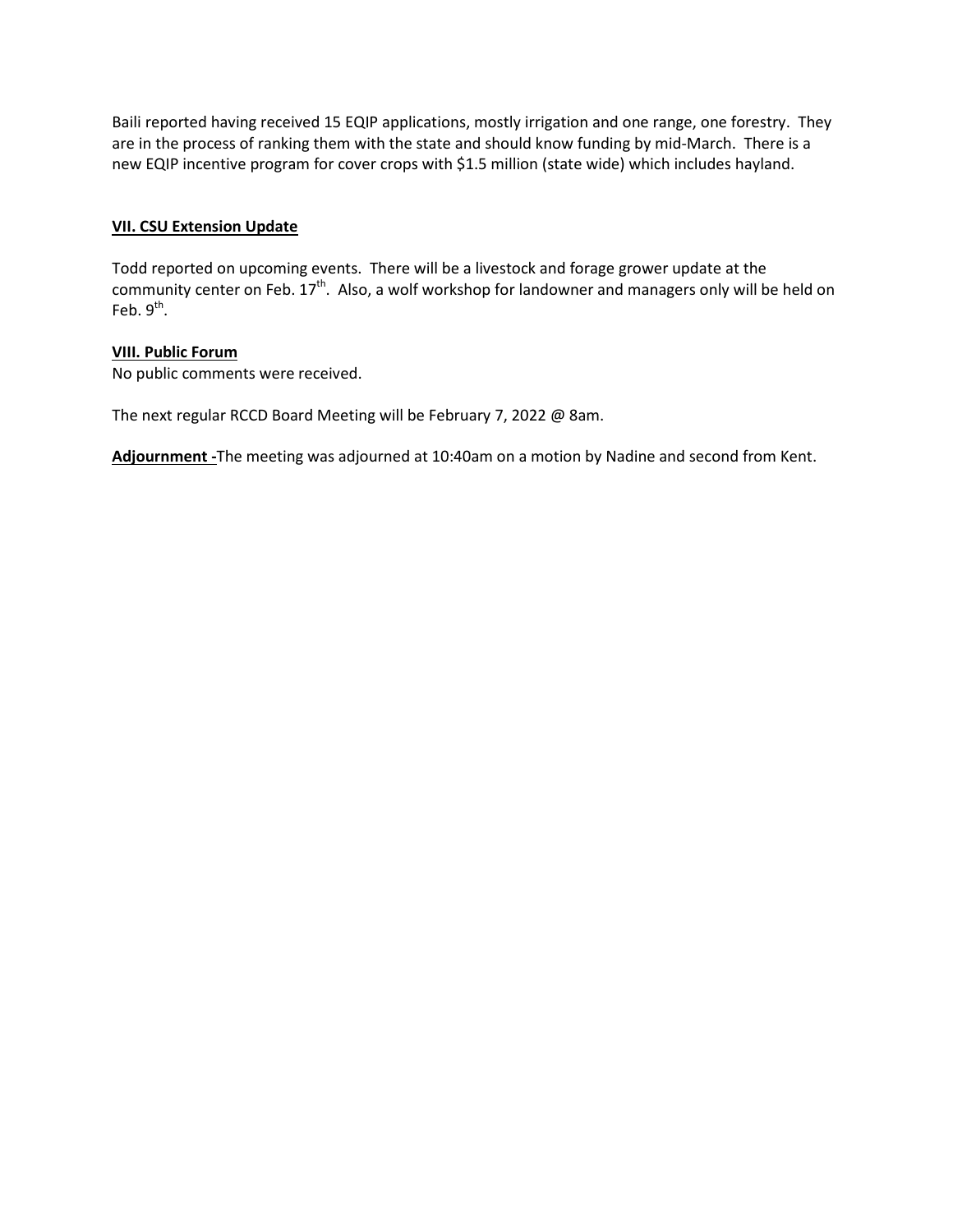Baili reported having received 15 EQIP applications, mostly irrigation and one range, one forestry. They are in the process of ranking them with the state and should know funding by mid-March. There is a new EQIP incentive program for cover crops with $1.5 million (state wide) which includes hayland.

**VII. CSU Extension Update**

Todd reported on upcoming events. There will be a livestock and forage grower update at the community center on Feb. 17th. Also, a wolf workshop for landowner and managers only will be held on Feb. 9th.

**VIII. Public Forum**

No public comments were received.

The next regular RCCD Board Meeting will be February 7, 2022 @ 8am.

**Adjournment -**The meeting was adjourned at 10:40am on a motion by Nadine and second from Kent.